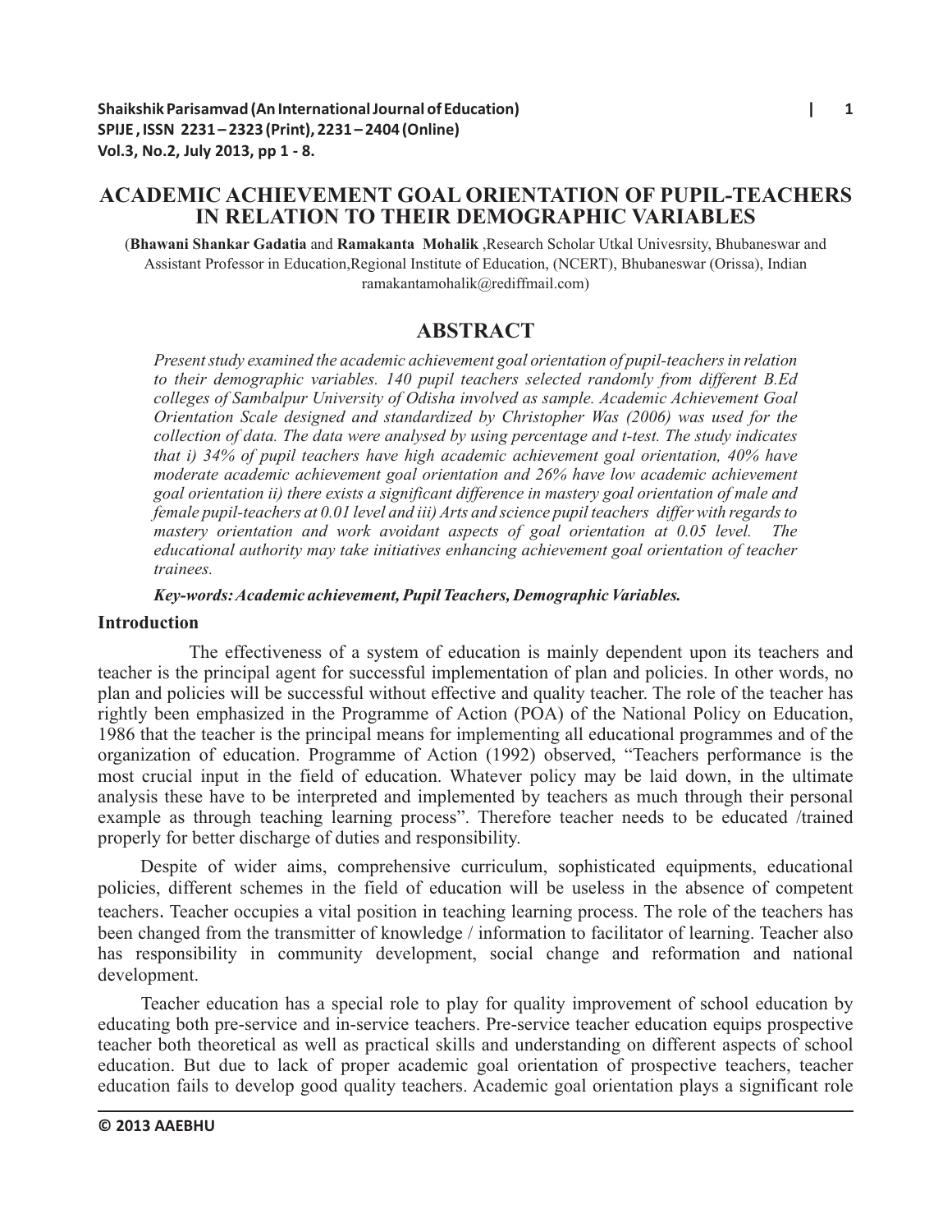# ACADEMIC ACHIEVEMENT GOAL ORIENTATION OF PUPIL-TEACHERS IN RELATION TO THEIR DEMOGRAPHIC VARIABLES

(**Bhawani Shankar Gadatia** and **Ramakanta Mohalik** ,Research Scholar Utkal Univesrsity, Bhubaneswar and Assistant Professor in Education,Regional Institute of Education, (NCERT), Bhubaneswar (Orissa), Indian ramakantamohalik@rediffmail.com)

## ABSTRACT

*Present study examined the academic achievement goal orientation of pupil-teachers in relation to their demographic variables. 140 pupil teachers selected randomly from different B.Ed colleges of Sambalpur University of Odisha involved as sample. Academic Achievement Goal Orientation Scale designed and standardized by Christopher Was (2006) was used for the collection of data. The data were analysed by using percentage and t-test. The study indicates that i) 34% of pupil teachers have high academic achievement goal orientation, 40% have moderate academic achievement goal orientation and 26% have low academic achievement goal orientation ii) there exists a significant difference in mastery goal orientation of male and female pupil-teachers at 0.01 level and iii) Arts and science pupil teachers differ with regards to mastery orientation and work avoidant aspects of goal orientation at 0.05 level. The educational authority may take initiatives enhancing achievement goal orientation of teacher trainees.*

***Key-words: Academic achievement, Pupil Teachers, Demographic Variables.***

## Introduction

The effectiveness of a system of education is mainly dependent upon its teachers and teacher is the principal agent for successful implementation of plan and policies. In other words, no plan and policies will be successful without effective and quality teacher. The role of the teacher has rightly been emphasized in the Programme of Action (POA) of the National Policy on Education, 1986 that the teacher is the principal means for implementing all educational programmes and of the organization of education. Programme of Action (1992) observed, "Teachers performance is the most crucial input in the field of education. Whatever policy may be laid down, in the ultimate analysis these have to be interpreted and implemented by teachers as much through their personal example as through teaching learning process". Therefore teacher needs to be educated /trained properly for better discharge of duties and responsibility.

Despite of wider aims, comprehensive curriculum, sophisticated equipments, educational policies, different schemes in the field of education will be useless in the absence of competent teachers. Teacher occupies a vital position in teaching learning process. The role of the teachers has been changed from the transmitter of knowledge / information to facilitator of learning. Teacher also has responsibility in community development, social change and reformation and national development.

Teacher education has a special role to play for quality improvement of school education by educating both pre-service and in-service teachers. Pre-service teacher education equips prospective teacher both theoretical as well as practical skills and understanding on different aspects of school education. But due to lack of proper academic goal orientation of prospective teachers, teacher education fails to develop good quality teachers. Academic goal orientation plays a significant role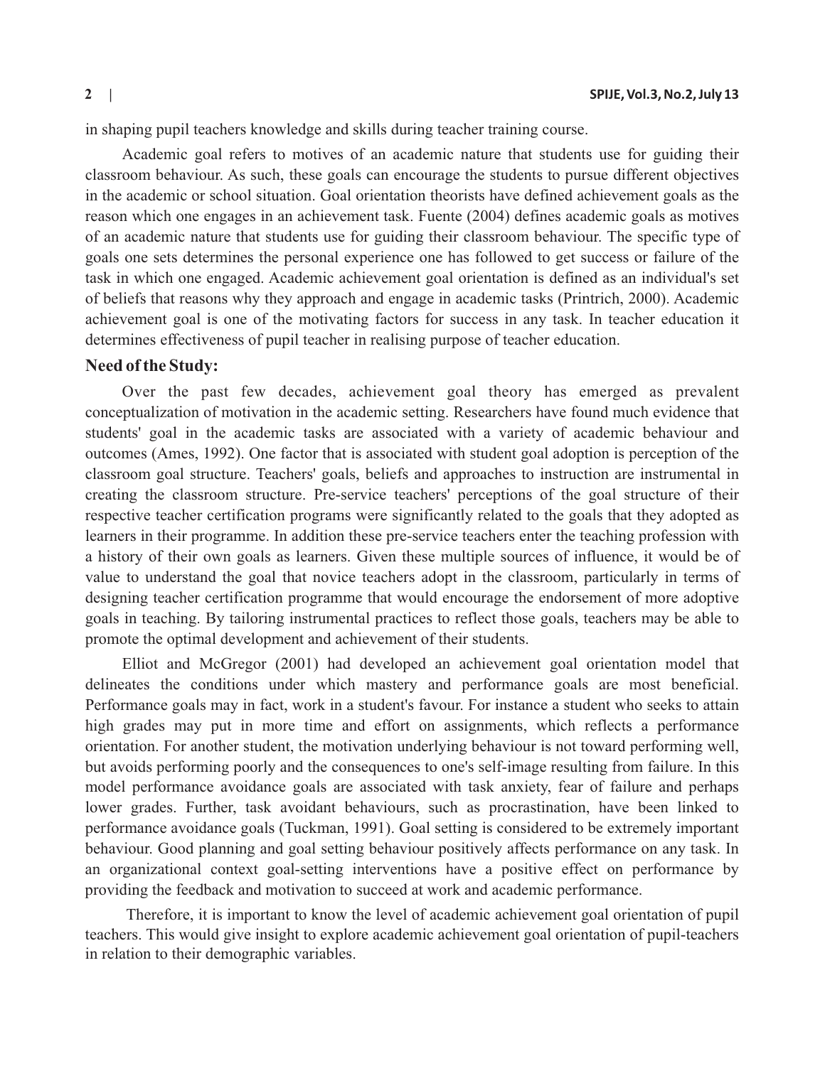in shaping pupil teachers knowledge and skills during teacher training course.

Academic goal refers to motives of an academic nature that students use for guiding their classroom behaviour. As such, these goals can encourage the students to pursue different objectives in the academic or school situation. Goal orientation theorists have defined achievement goals as the reason which one engages in an achievement task. Fuente (2004) defines academic goals as motives of an academic nature that students use for guiding their classroom behaviour. The specific type of goals one sets determines the personal experience one has followed to get success or failure of the task in which one engaged. Academic achievement goal orientation is defined as an individual's set of beliefs that reasons why they approach and engage in academic tasks (Printrich, 2000). Academic achievement goal is one of the motivating factors for success in any task. In teacher education it determines effectiveness of pupil teacher in realising purpose of teacher education.

## Need of the Study:

Over the past few decades, achievement goal theory has emerged as prevalent conceptualization of motivation in the academic setting. Researchers have found much evidence that students' goal in the academic tasks are associated with a variety of academic behaviour and outcomes (Ames, 1992). One factor that is associated with student goal adoption is perception of the classroom goal structure. Teachers' goals, beliefs and approaches to instruction are instrumental in creating the classroom structure. Pre-service teachers' perceptions of the goal structure of their respective teacher certification programs were significantly related to the goals that they adopted as learners in their programme. In addition these pre-service teachers enter the teaching profession with a history of their own goals as learners. Given these multiple sources of influence, it would be of value to understand the goal that novice teachers adopt in the classroom, particularly in terms of designing teacher certification programme that would encourage the endorsement of more adoptive goals in teaching. By tailoring instrumental practices to reflect those goals, teachers may be able to promote the optimal development and achievement of their students.

Elliot and McGregor (2001) had developed an achievement goal orientation model that delineates the conditions under which mastery and performance goals are most beneficial. Performance goals may in fact, work in a student's favour. For instance a student who seeks to attain high grades may put in more time and effort on assignments, which reflects a performance orientation. For another student, the motivation underlying behaviour is not toward performing well, but avoids performing poorly and the consequences to one's self-image resulting from failure. In this model performance avoidance goals are associated with task anxiety, fear of failure and perhaps lower grades. Further, task avoidant behaviours, such as procrastination, have been linked to performance avoidance goals (Tuckman, 1991). Goal setting is considered to be extremely important behaviour. Good planning and goal setting behaviour positively affects performance on any task. In an organizational context goal-setting interventions have a positive effect on performance by providing the feedback and motivation to succeed at work and academic performance.

Therefore, it is important to know the level of academic achievement goal orientation of pupil teachers. This would give insight to explore academic achievement goal orientation of pupil-teachers in relation to their demographic variables.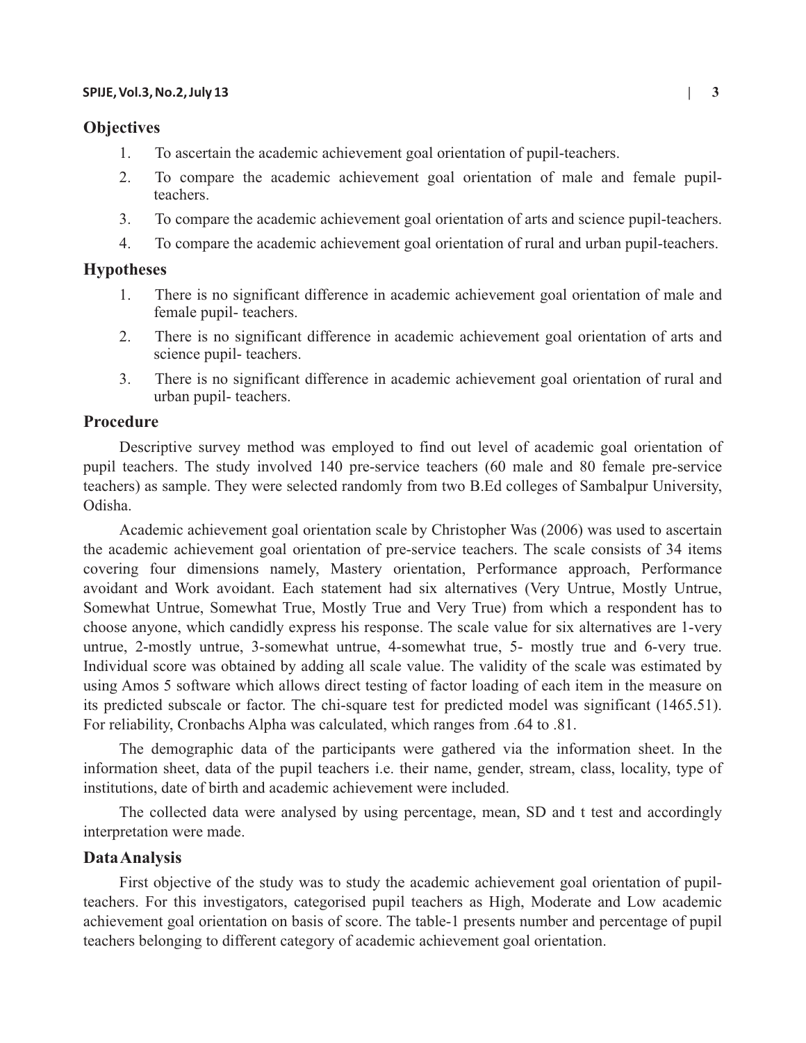## Objectives

1. To ascertain the academic achievement goal orientation of pupil-teachers.
2. To compare the academic achievement goal orientation of male and female pupil-teachers.
3. To compare the academic achievement goal orientation of arts and science pupil-teachers.
4. To compare the academic achievement goal orientation of rural and urban pupil-teachers.

## Hypotheses

1. There is no significant difference in academic achievement goal orientation of male and female pupil- teachers.
2. There is no significant difference in academic achievement goal orientation of arts and science pupil- teachers.
3. There is no significant difference in academic achievement goal orientation of rural and urban pupil- teachers.

## Procedure

Descriptive survey method was employed to find out level of academic goal orientation of pupil teachers. The study involved 140 pre-service teachers (60 male and 80 female pre-service teachers) as sample. They were selected randomly from two B.Ed colleges of Sambalpur University, Odisha.

Academic achievement goal orientation scale by Christopher Was (2006) was used to ascertain the academic achievement goal orientation of pre-service teachers. The scale consists of 34 items covering four dimensions namely, Mastery orientation, Performance approach, Performance avoidant and Work avoidant. Each statement had six alternatives (Very Untrue, Mostly Untrue, Somewhat Untrue, Somewhat True, Mostly True and Very True) from which a respondent has to choose anyone, which candidly express his response. The scale value for six alternatives are 1-very untrue, 2-mostly untrue, 3-somewhat untrue, 4-somewhat true, 5- mostly true and 6-very true. Individual score was obtained by adding all scale value. The validity of the scale was estimated by using Amos 5 software which allows direct testing of factor loading of each item in the measure on its predicted subscale or factor. The chi-square test for predicted model was significant (1465.51). For reliability, Cronbachs Alpha was calculated, which ranges from .64 to .81.

The demographic data of the participants were gathered via the information sheet. In the information sheet, data of the pupil teachers i.e. their name, gender, stream, class, locality, type of institutions, date of birth and academic achievement were included.

The collected data were analysed by using percentage, mean, SD and t test and accordingly interpretation were made.

## Data Analysis

First objective of the study was to study the academic achievement goal orientation of pupil-teachers. For this investigators, categorised pupil teachers as High, Moderate and Low academic achievement goal orientation on basis of score. The table-1 presents number and percentage of pupil teachers belonging to different category of academic achievement goal orientation.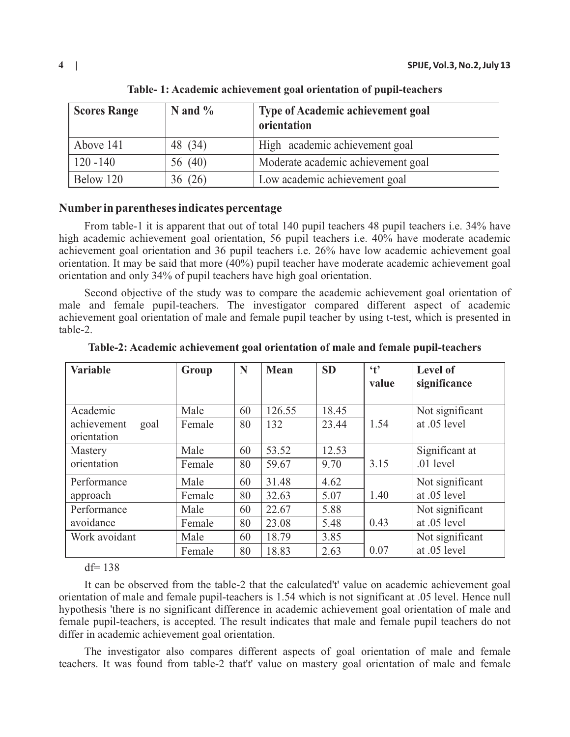**Table- 1: Academic achievement goal orientation of pupil-teachers**

| Scores Range | N and % | Type of Academic achievement goal orientation |
|---|---|---|
| Above 141 | 48 (34) | High academic achievement goal |
| 120 -140 | 56 (40) | Moderate academic achievement goal |
| Below 120 | 36 (26) | Low academic achievement goal |

**Number in parentheses indicates percentage**

From table-1 it is apparent that out of total 140 pupil teachers 48 pupil teachers i.e. 34% have high academic achievement goal orientation, 56 pupil teachers i.e. 40% have moderate academic achievement goal orientation and 36 pupil teachers i.e. 26% have low academic achievement goal orientation. It may be said that more (40%) pupil teacher have moderate academic achievement goal orientation and only 34% of pupil teachers have high goal orientation.

Second objective of the study was to compare the academic achievement goal orientation of male and female pupil-teachers. The investigator compared different aspect of academic achievement goal orientation of male and female pupil teacher by using t-test, which is presented in table-2.

**Table-2: Academic achievement goal orientation of male and female pupil-teachers**

| Variable | Group | N | Mean | SD | 't' value | Level of significance |
|---|---|---|---|---|---|---|
| Academic achievement goal orientation | Male | 60 | 126.55 | 18.45 | 1.54 | Not significant at .05 level |
| | Female | 80 | 132 | 23.44 | | |
| Mastery orientation | Male | 60 | 53.52 | 12.53 | 3.15 | Significant at .01 level |
| | Female | 80 | 59.67 | 9.70 | | |
| Performance approach | Male | 60 | 31.48 | 4.62 | 1.40 | Not significant at .05 level |
| | Female | 80 | 32.63 | 5.07 | | |
| Performance avoidance | Male | 60 | 22.67 | 5.88 | 0.43 | Not significant at .05 level |
| | Female | 80 | 23.08 | 5.48 | | |
| Work avoidant | Male | 60 | 18.79 | 3.85 | 0.07 | Not significant at .05 level |
| | Female | 80 | 18.83 | 2.63 | | |

df= 138

It can be observed from the table-2 that the calculated't' value on academic achievement goal orientation of male and female pupil-teachers is 1.54 which is not significant at .05 level. Hence null hypothesis 'there is no significant difference in academic achievement goal orientation of male and female pupil-teachers, is accepted. The result indicates that male and female pupil teachers do not differ in academic achievement goal orientation.

The investigator also compares different aspects of goal orientation of male and female teachers. It was found from table-2 that't' value on mastery goal orientation of male and female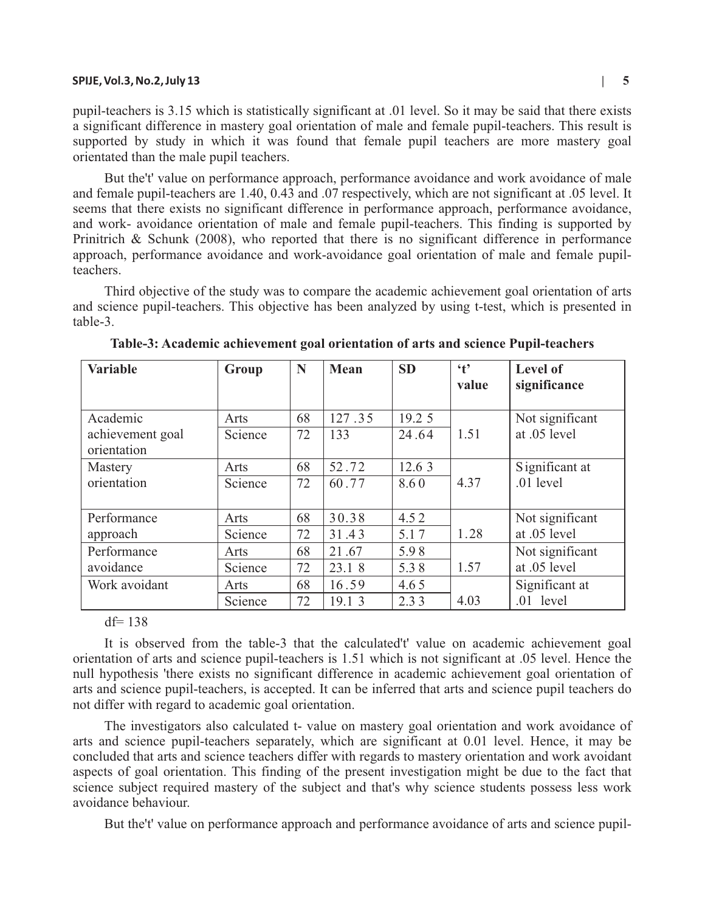pupil-teachers is 3.15 which is statistically significant at .01 level. So it may be said that there exists a significant difference in mastery goal orientation of male and female pupil-teachers. This result is supported by study in which it was found that female pupil teachers are more mastery goal orientated than the male pupil teachers.

But the't' value on performance approach, performance avoidance and work avoidance of male and female pupil-teachers are 1.40, 0.43 and .07 respectively, which are not significant at .05 level. It seems that there exists no significant difference in performance approach, performance avoidance, and work- avoidance orientation of male and female pupil-teachers. This finding is supported by Prinitrich & Schunk (2008), who reported that there is no significant difference in performance approach, performance avoidance and work-avoidance goal orientation of male and female pupil-teachers.

Third objective of the study was to compare the academic achievement goal orientation of arts and science pupil-teachers. This objective has been analyzed by using t-test, which is presented in table-3.

**Table-3: Academic achievement goal orientation of arts and science Pupil-teachers**

| Variable | Group | N | Mean | SD | 't' value | Level of significance |
|---|---|---|---|---|---|---|
| Academic achievement goal orientation | Arts | 68 | 127.35 | 19.25 | 1.51 | Not significant at .05 level |
| | Science | 72 | 133 | 24.64 | | |
| Mastery orientation | Arts | 68 | 52.72 | 12.63 | 4.37 | Significant at .01 level |
| | Science | 72 | 60.77 | 8.60 | | |
| Performance approach | Arts | 68 | 30.38 | 4.52 | 1.28 | Not significant at .05 level |
| | Science | 72 | 31.43 | 5.17 | | |
| Performance avoidance | Arts | 68 | 21.67 | 5.98 | 1.57 | Not significant at .05 level |
| | Science | 72 | 23.18 | 5.38 | | |
| Work avoidant | Arts | 68 | 16.59 | 4.65 | 4.03 | Significant at .01 level |
| | Science | 72 | 19.13 | 2.33 | | |

df= 138

It is observed from the table-3 that the calculated't' value on academic achievement goal orientation of arts and science pupil-teachers is 1.51 which is not significant at .05 level. Hence the null hypothesis 'there exists no significant difference in academic achievement goal orientation of arts and science pupil-teachers, is accepted. It can be inferred that arts and science pupil teachers do not differ with regard to academic goal orientation.

The investigators also calculated t- value on mastery goal orientation and work avoidance of arts and science pupil-teachers separately, which are significant at 0.01 level. Hence, it may be concluded that arts and science teachers differ with regards to mastery orientation and work avoidant aspects of goal orientation. This finding of the present investigation might be due to the fact that science subject required mastery of the subject and that's why science students possess less work avoidance behaviour.

But the't' value on performance approach and performance avoidance of arts and science pupil-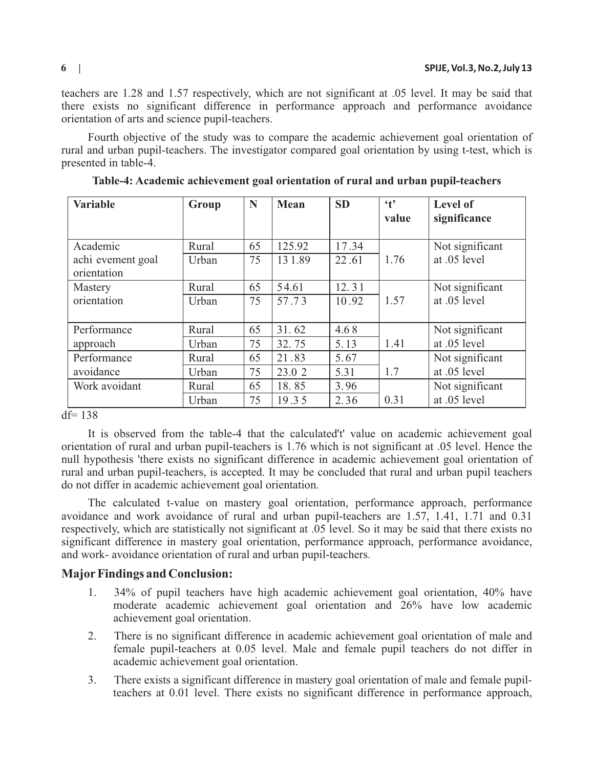teachers are 1.28 and 1.57 respectively, which are not significant at .05 level. It may be said that there exists no significant difference in performance approach and performance avoidance orientation of arts and science pupil-teachers.

Fourth objective of the study was to compare the academic achievement goal orientation of rural and urban pupil-teachers. The investigator compared goal orientation by using t-test, which is presented in table-4.

**Table-4: Academic achievement goal orientation of rural and urban pupil-teachers**

| Variable | Group | N | Mean | SD | 't' value | Level of significance |
|---|---|---|---|---|---|---|
| Academic achi evement goal orientation | Rural | 65 | 125.92 | 17.34 | 1.76 | Not significant at .05 level |
| | Urban | 75 | 131.89 | 22.61 | | |
| Mastery orientation | Rural | 65 | 54.61 | 12.31 | 1.57 | Not significant at .05 level |
| | Urban | 75 | 57.73 | 10.92 | | |
| Performance approach | Rural | 65 | 31.62 | 4.68 | 1.41 | Not significant at .05 level |
| | Urban | 75 | 32.75 | 5.13 | | |
| Performance avoidance | Rural | 65 | 21.83 | 5.67 | 1.7 | Not significant at .05 level |
| | Urban | 75 | 23.02 | 5.31 | | |
| Work avoidant | Rural | 65 | 18.85 | 3.96 | 0.31 | Not significant at .05 level |
| | Urban | 75 | 19.35 | 2.36 | | |

df= 138

It is observed from the table-4 that the calculated't' value on academic achievement goal orientation of rural and urban pupil-teachers is 1.76 which is not significant at .05 level. Hence the null hypothesis 'there exists no significant difference in academic achievement goal orientation of rural and urban pupil-teachers, is accepted. It may be concluded that rural and urban pupil teachers do not differ in academic achievement goal orientation.

The calculated t-value on mastery goal orientation, performance approach, performance avoidance and work avoidance of rural and urban pupil-teachers are 1.57, 1.41, 1.71 and 0.31 respectively, which are statistically not significant at .05 level. So it may be said that there exists no significant difference in mastery goal orientation, performance approach, performance avoidance, and work- avoidance orientation of rural and urban pupil-teachers.

## Major Findings and Conclusion:

1. 34% of pupil teachers have high academic achievement goal orientation, 40% have moderate academic achievement goal orientation and 26% have low academic achievement goal orientation.
2. There is no significant difference in academic achievement goal orientation of male and female pupil-teachers at 0.05 level. Male and female pupil teachers do not differ in academic achievement goal orientation.
3. There exists a significant difference in mastery goal orientation of male and female pupil-teachers at 0.01 level. There exists no significant difference in performance approach,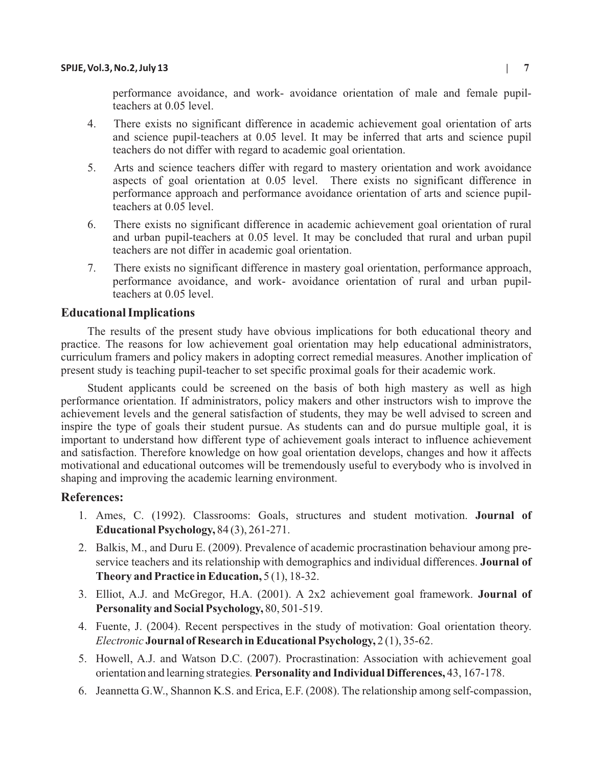performance avoidance, and work- avoidance orientation of male and female pupil-teachers at 0.05 level.

4. There exists no significant difference in academic achievement goal orientation of arts and science pupil-teachers at 0.05 level. It may be inferred that arts and science pupil teachers do not differ with regard to academic goal orientation.

5. Arts and science teachers differ with regard to mastery orientation and work avoidance aspects of goal orientation at 0.05 level. There exists no significant difference in performance approach and performance avoidance orientation of arts and science pupil-teachers at 0.05 level.

6. There exists no significant difference in academic achievement goal orientation of rural and urban pupil-teachers at 0.05 level. It may be concluded that rural and urban pupil teachers are not differ in academic goal orientation.

7. There exists no significant difference in mastery goal orientation, performance approach, performance avoidance, and work- avoidance orientation of rural and urban pupil-teachers at 0.05 level.

## Educational Implications

The results of the present study have obvious implications for both educational theory and practice. The reasons for low achievement goal orientation may help educational administrators, curriculum framers and policy makers in adopting correct remedial measures. Another implication of present study is teaching pupil-teacher to set specific proximal goals for their academic work.

Student applicants could be screened on the basis of both high mastery as well as high performance orientation. If administrators, policy makers and other instructors wish to improve the achievement levels and the general satisfaction of students, they may be well advised to screen and inspire the type of goals their student pursue. As students can and do pursue multiple goal, it is important to understand how different type of achievement goals interact to influence achievement and satisfaction. Therefore knowledge on how goal orientation develops, changes and how it affects motivational and educational outcomes will be tremendously useful to everybody who is involved in shaping and improving the academic learning environment.

## References:

1. Ames, C. (1992). Classrooms: Goals, structures and student motivation. **Journal of Educational Psychology,** 84 (3), 261-271.
2. Balkis, M., and Duru E. (2009). Prevalence of academic procrastination behaviour among pre-service teachers and its relationship with demographics and individual differences. **Journal of Theory and Practice in Education,** 5 (1), 18-32.
3. Elliot, A.J. and McGregor, H.A. (2001). A 2x2 achievement goal framework. **Journal of Personality and Social Psychology,** 80, 501-519.
4. Fuente, J. (2004). Recent perspectives in the study of motivation: Goal orientation theory. *Electronic* **Journal of Research in Educational Psychology,** 2 (1), 35-62.
5. Howell, A.J. and Watson D.C. (2007). Procrastination: Association with achievement goal orientation and learning strategies. **Personality and Individual Differences,** 43, 167-178.
6. Jeannetta G.W., Shannon K.S. and Erica, E.F. (2008). The relationship among self-compassion,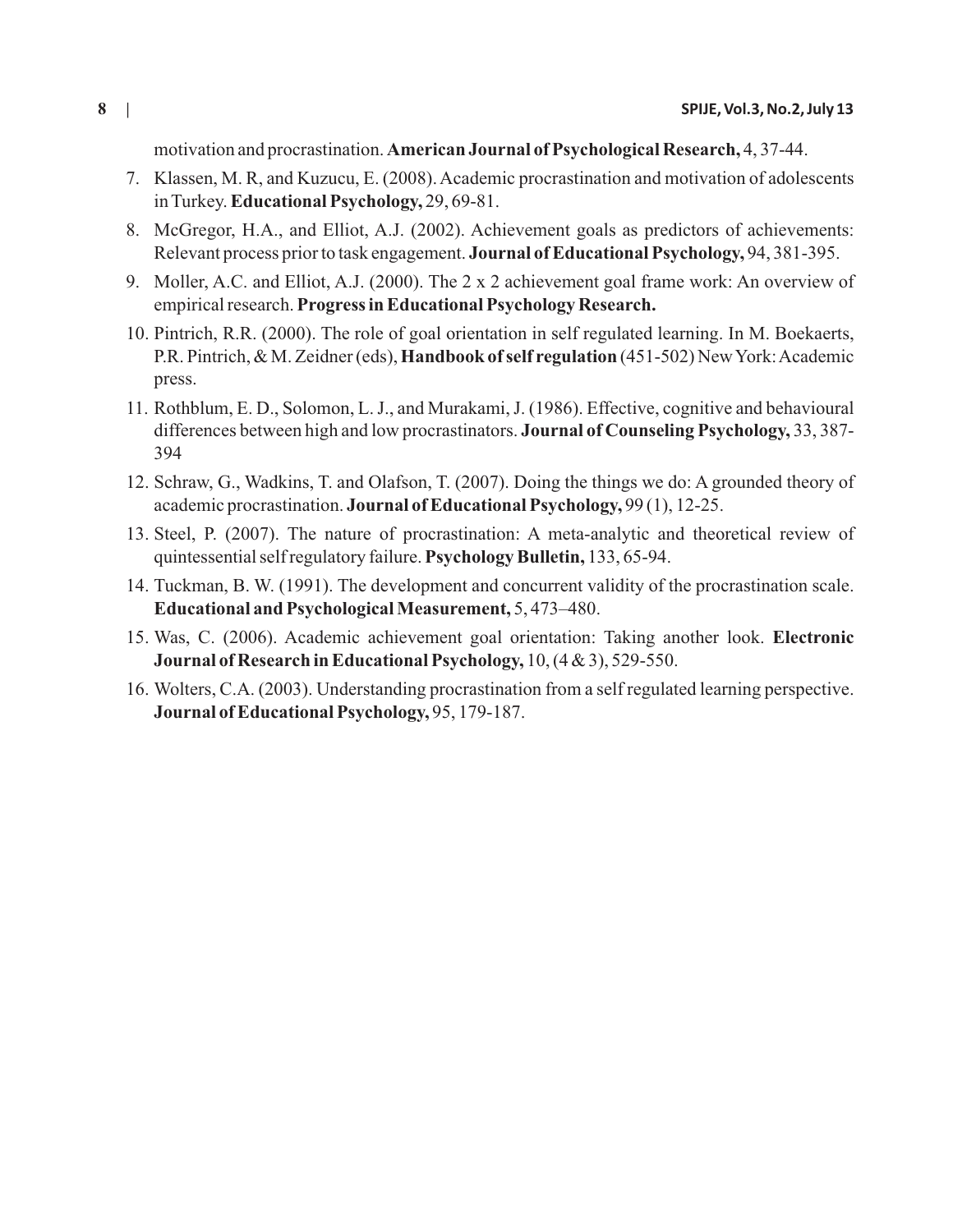motivation and procrastination. **American Journal of Psychological Research,** 4, 37-44.

7. Klassen, M. R, and Kuzucu, E. (2008). Academic procrastination and motivation of adolescents in Turkey. **Educational Psychology,** 29, 69-81.
8. McGregor, H.A., and Elliot, A.J. (2002). Achievement goals as predictors of achievements: Relevant process prior to task engagement. **Journal of Educational Psychology,** 94, 381-395.
9. Moller, A.C. and Elliot, A.J. (2000). The 2 x 2 achievement goal frame work: An overview of empirical research. **Progress in Educational Psychology Research.**
10. Pintrich, R.R. (2000). The role of goal orientation in self regulated learning. In M. Boekaerts, P.R. Pintrich, & M. Zeidner (eds), **Handbook of self regulation** (451-502) New York: Academic press.
11. Rothblum, E. D., Solomon, L. J., and Murakami, J. (1986). Effective, cognitive and behavioural differences between high and low procrastinators. **Journal of Counseling Psychology,** 33, 387-394
12. Schraw, G., Wadkins, T. and Olafson, T. (2007). Doing the things we do: A grounded theory of academic procrastination. **Journal of Educational Psychology,** 99 (1), 12-25.
13. Steel, P. (2007). The nature of procrastination: A meta-analytic and theoretical review of quintessential self regulatory failure. **Psychology Bulletin,** 133, 65-94.
14. Tuckman, B. W. (1991). The development and concurrent validity of the procrastination scale. **Educational and Psychological Measurement,** 5, 473–480.
15. Was, C. (2006). Academic achievement goal orientation: Taking another look. **Electronic Journal of Research in Educational Psychology,** 10, (4 & 3), 529-550.
16. Wolters, C.A. (2003). Understanding procrastination from a self regulated learning perspective. **Journal of Educational Psychology,** 95, 179-187.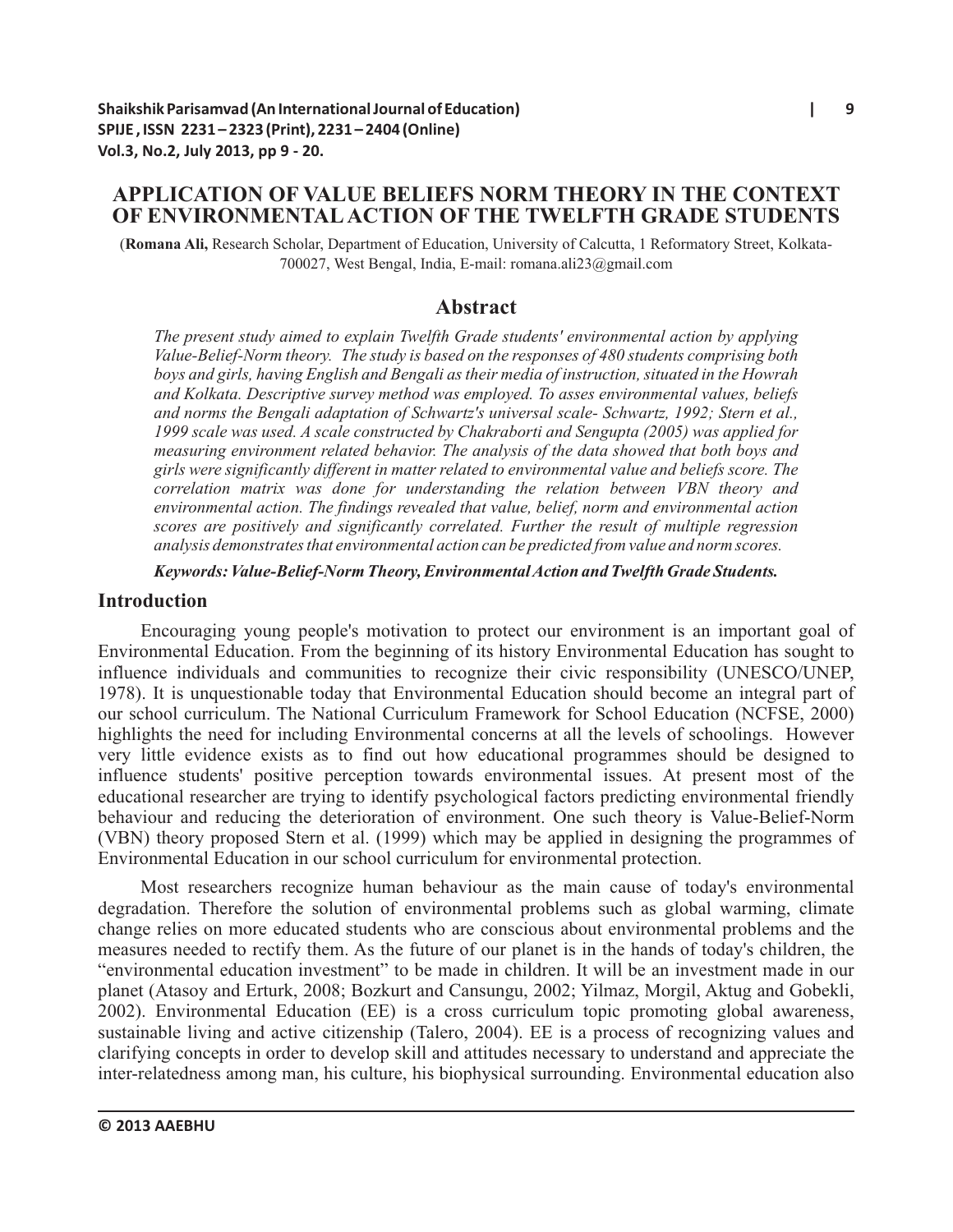# APPLICATION OF VALUE BELIEFS NORM THEORY IN THE CONTEXT OF ENVIRONMENTAL ACTION OF THE TWELFTH GRADE STUDENTS

(**Romana Ali,** Research Scholar, Department of Education, University of Calcutta, 1 Reformatory Street, Kolkata-700027, West Bengal, India, E-mail: romana.ali23@gmail.com

## Abstract

*The present study aimed to explain Twelfth Grade students' environmental action by applying Value-Belief-Norm theory. The study is based on the responses of 480 students comprising both boys and girls, having English and Bengali as their media of instruction, situated in the Howrah and Kolkata. Descriptive survey method was employed. To asses environmental values, beliefs and norms the Bengali adaptation of Schwartz's universal scale- Schwartz, 1992; Stern et al., 1999 scale was used. A scale constructed by Chakraborti and Sengupta (2005) was applied for measuring environment related behavior. The analysis of the data showed that both boys and girls were significantly different in matter related to environmental value and beliefs score. The correlation matrix was done for understanding the relation between VBN theory and environmental action. The findings revealed that value, belief, norm and environmental action scores are positively and significantly correlated. Further the result of multiple regression analysis demonstrates that environmental action can be predicted from value and norm scores.*

***Keywords: Value-Belief-Norm Theory, Environmental Action and Twelfth Grade Students.***

## Introduction

Encouraging young people's motivation to protect our environment is an important goal of Environmental Education. From the beginning of its history Environmental Education has sought to influence individuals and communities to recognize their civic responsibility (UNESCO/UNEP, 1978). It is unquestionable today that Environmental Education should become an integral part of our school curriculum. The National Curriculum Framework for School Education (NCFSE, 2000) highlights the need for including Environmental concerns at all the levels of schoolings. However very little evidence exists as to find out how educational programmes should be designed to influence students' positive perception towards environmental issues. At present most of the educational researcher are trying to identify psychological factors predicting environmental friendly behaviour and reducing the deterioration of environment. One such theory is Value-Belief-Norm (VBN) theory proposed Stern et al. (1999) which may be applied in designing the programmes of Environmental Education in our school curriculum for environmental protection.

Most researchers recognize human behaviour as the main cause of today's environmental degradation. Therefore the solution of environmental problems such as global warming, climate change relies on more educated students who are conscious about environmental problems and the measures needed to rectify them. As the future of our planet is in the hands of today's children, the "environmental education investment" to be made in children. It will be an investment made in our planet (Atasoy and Erturk, 2008; Bozkurt and Cansungu, 2002; Yilmaz, Morgil, Aktug and Gobekli, 2002). Environmental Education (EE) is a cross curriculum topic promoting global awareness, sustainable living and active citizenship (Talero, 2004). EE is a process of recognizing values and clarifying concepts in order to develop skill and attitudes necessary to understand and appreciate the inter-relatedness among man, his culture, his biophysical surrounding. Environmental education also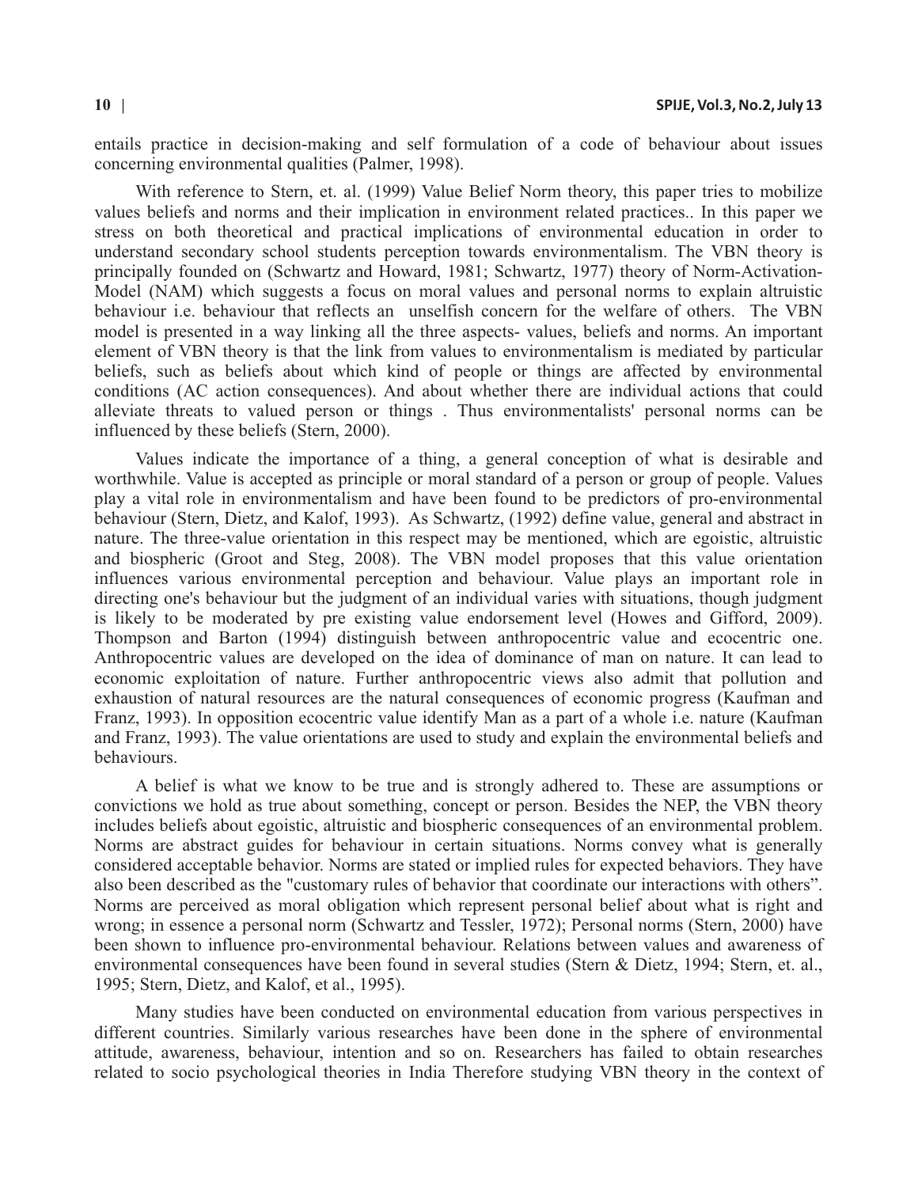entails practice in decision-making and self formulation of a code of behaviour about issues concerning environmental qualities (Palmer, 1998).

With reference to Stern, et. al. (1999) Value Belief Norm theory, this paper tries to mobilize values beliefs and norms and their implication in environment related practices.. In this paper we stress on both theoretical and practical implications of environmental education in order to understand secondary school students perception towards environmentalism. The VBN theory is principally founded on (Schwartz and Howard, 1981; Schwartz, 1977) theory of Norm-Activation-Model (NAM) which suggests a focus on moral values and personal norms to explain altruistic behaviour i.e. behaviour that reflects an unselfish concern for the welfare of others. The VBN model is presented in a way linking all the three aspects- values, beliefs and norms. An important element of VBN theory is that the link from values to environmentalism is mediated by particular beliefs, such as beliefs about which kind of people or things are affected by environmental conditions (AC action consequences). And about whether there are individual actions that could alleviate threats to valued person or things . Thus environmentalists' personal norms can be influenced by these beliefs (Stern, 2000).

Values indicate the importance of a thing, a general conception of what is desirable and worthwhile. Value is accepted as principle or moral standard of a person or group of people. Values play a vital role in environmentalism and have been found to be predictors of pro-environmental behaviour (Stern, Dietz, and Kalof, 1993). As Schwartz, (1992) define value, general and abstract in nature. The three-value orientation in this respect may be mentioned, which are egoistic, altruistic and biospheric (Groot and Steg, 2008). The VBN model proposes that this value orientation influences various environmental perception and behaviour. Value plays an important role in directing one's behaviour but the judgment of an individual varies with situations, though judgment is likely to be moderated by pre existing value endorsement level (Howes and Gifford, 2009). Thompson and Barton (1994) distinguish between anthropocentric value and ecocentric one. Anthropocentric values are developed on the idea of dominance of man on nature. It can lead to economic exploitation of nature. Further anthropocentric views also admit that pollution and exhaustion of natural resources are the natural consequences of economic progress (Kaufman and Franz, 1993). In opposition ecocentric value identify Man as a part of a whole i.e. nature (Kaufman and Franz, 1993). The value orientations are used to study and explain the environmental beliefs and behaviours.

A belief is what we know to be true and is strongly adhered to. These are assumptions or convictions we hold as true about something, concept or person. Besides the NEP, the VBN theory includes beliefs about egoistic, altruistic and biospheric consequences of an environmental problem. Norms are abstract guides for behaviour in certain situations. Norms convey what is generally considered acceptable behavior. Norms are stated or implied rules for expected behaviors. They have also been described as the "customary rules of behavior that coordinate our interactions with others". Norms are perceived as moral obligation which represent personal belief about what is right and wrong; in essence a personal norm (Schwartz and Tessler, 1972); Personal norms (Stern, 2000) have been shown to influence pro-environmental behaviour. Relations between values and awareness of environmental consequences have been found in several studies (Stern & Dietz, 1994; Stern, et. al., 1995; Stern, Dietz, and Kalof, et al., 1995).

Many studies have been conducted on environmental education from various perspectives in different countries. Similarly various researches have been done in the sphere of environmental attitude, awareness, behaviour, intention and so on. Researchers has failed to obtain researches related to socio psychological theories in India Therefore studying VBN theory in the context of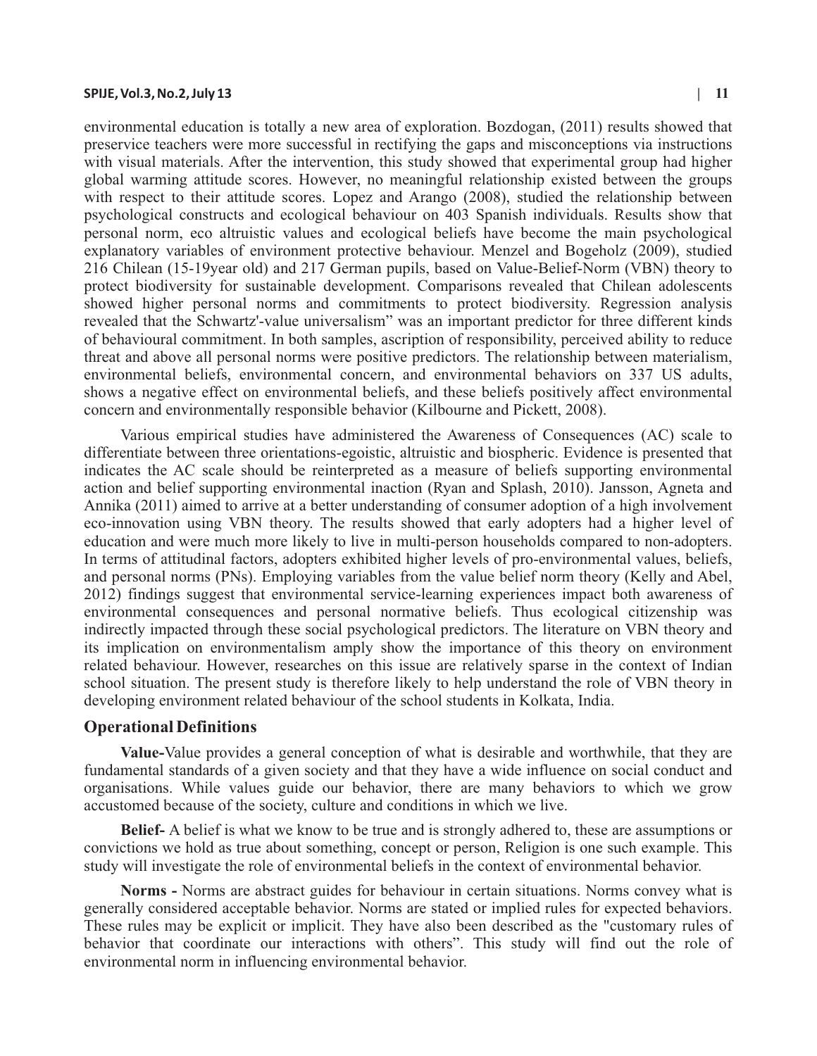environmental education is totally a new area of exploration. Bozdogan, (2011) results showed that preservice teachers were more successful in rectifying the gaps and misconceptions via instructions with visual materials. After the intervention, this study showed that experimental group had higher global warming attitude scores. However, no meaningful relationship existed between the groups with respect to their attitude scores. Lopez and Arango (2008), studied the relationship between psychological constructs and ecological behaviour on 403 Spanish individuals. Results show that personal norm, eco altruistic values and ecological beliefs have become the main psychological explanatory variables of environment protective behaviour. Menzel and Bogeholz (2009), studied 216 Chilean (15-19year old) and 217 German pupils, based on Value-Belief-Norm (VBN) theory to protect biodiversity for sustainable development. Comparisons revealed that Chilean adolescents showed higher personal norms and commitments to protect biodiversity. Regression analysis revealed that the Schwartz'-value universalism" was an important predictor for three different kinds of behavioural commitment. In both samples, ascription of responsibility, perceived ability to reduce threat and above all personal norms were positive predictors. The relationship between materialism, environmental beliefs, environmental concern, and environmental behaviors on 337 US adults, shows a negative effect on environmental beliefs, and these beliefs positively affect environmental concern and environmentally responsible behavior (Kilbourne and Pickett, 2008).

Various empirical studies have administered the Awareness of Consequences (AC) scale to differentiate between three orientations-egoistic, altruistic and biospheric. Evidence is presented that indicates the AC scale should be reinterpreted as a measure of beliefs supporting environmental action and belief supporting environmental inaction (Ryan and Splash, 2010). Jansson, Agneta and Annika (2011) aimed to arrive at a better understanding of consumer adoption of a high involvement eco-innovation using VBN theory. The results showed that early adopters had a higher level of education and were much more likely to live in multi-person households compared to non-adopters. In terms of attitudinal factors, adopters exhibited higher levels of pro-environmental values, beliefs, and personal norms (PNs). Employing variables from the value belief norm theory (Kelly and Abel, 2012) findings suggest that environmental service-learning experiences impact both awareness of environmental consequences and personal normative beliefs. Thus ecological citizenship was indirectly impacted through these social psychological predictors. The literature on VBN theory and its implication on environmentalism amply show the importance of this theory on environment related behaviour. However, researches on this issue are relatively sparse in the context of Indian school situation. The present study is therefore likely to help understand the role of VBN theory in developing environment related behaviour of the school students in Kolkata, India.

## Operational Definitions

**Value-**Value provides a general conception of what is desirable and worthwhile, that they are fundamental standards of a given society and that they have a wide influence on social conduct and organisations. While values guide our behavior, there are many behaviors to which we grow accustomed because of the society, culture and conditions in which we live.

**Belief-** A belief is what we know to be true and is strongly adhered to, these are assumptions or convictions we hold as true about something, concept or person, Religion is one such example. This study will investigate the role of environmental beliefs in the context of environmental behavior.

**Norms -** Norms are abstract guides for behaviour in certain situations. Norms convey what is generally considered acceptable behavior. Norms are stated or implied rules for expected behaviors. These rules may be explicit or implicit. They have also been described as the "customary rules of behavior that coordinate our interactions with others". This study will find out the role of environmental norm in influencing environmental behavior.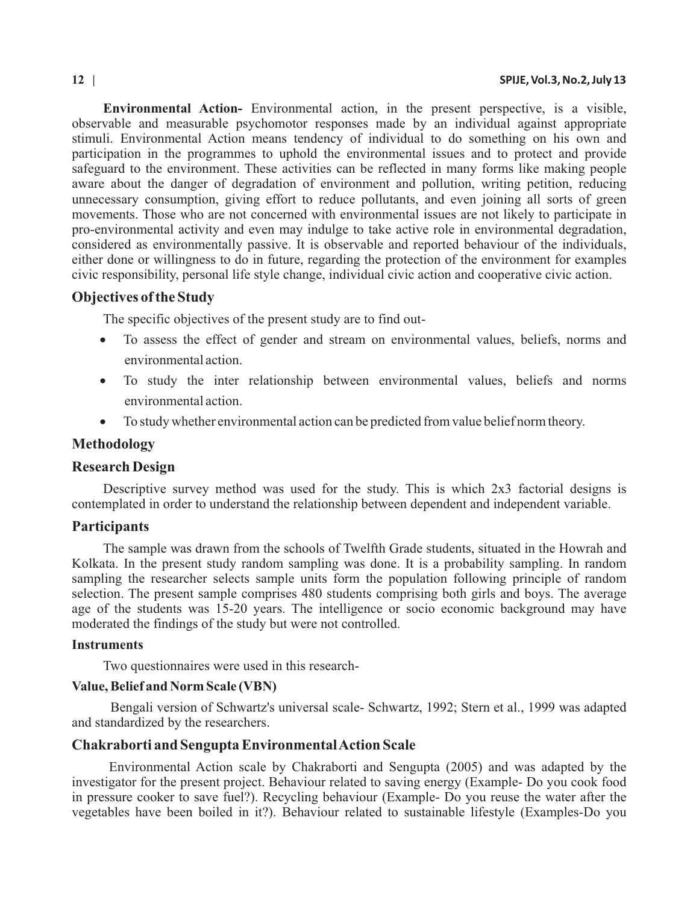**Environmental Action-** Environmental action, in the present perspective, is a visible, observable and measurable psychomotor responses made by an individual against appropriate stimuli. Environmental Action means tendency of individual to do something on his own and participation in the programmes to uphold the environmental issues and to protect and provide safeguard to the environment. These activities can be reflected in many forms like making people aware about the danger of degradation of environment and pollution, writing petition, reducing unnecessary consumption, giving effort to reduce pollutants, and even joining all sorts of green movements. Those who are not concerned with environmental issues are not likely to participate in pro-environmental activity and even may indulge to take active role in environmental degradation, considered as environmentally passive. It is observable and reported behaviour of the individuals, either done or willingness to do in future, regarding the protection of the environment for examples civic responsibility, personal life style change, individual civic action and cooperative civic action.

## Objectives of the Study

The specific objectives of the present study are to find out-

- To assess the effect of gender and stream on environmental values, beliefs, norms and environmental action.
- To study the inter relationship between environmental values, beliefs and norms environmental action.
- To study whether environmental action can be predicted from value belief norm theory.

## Methodology

## Research Design

Descriptive survey method was used for the study. This is which 2x3 factorial designs is contemplated in order to understand the relationship between dependent and independent variable.

## Participants

The sample was drawn from the schools of Twelfth Grade students, situated in the Howrah and Kolkata. In the present study random sampling was done. It is a probability sampling. In random sampling the researcher selects sample units form the population following principle of random selection. The present sample comprises 480 students comprising both girls and boys. The average age of the students was 15-20 years. The intelligence or socio economic background may have moderated the findings of the study but were not controlled.

### Instruments

Two questionnaires were used in this research-

### Value, Belief and Norm Scale (VBN)

Bengali version of Schwartz's universal scale- Schwartz, 1992; Stern et al., 1999 was adapted and standardized by the researchers.

## Chakraborti and Sengupta Environmental Action Scale

Environmental Action scale by Chakraborti and Sengupta (2005) and was adapted by the investigator for the present project. Behaviour related to saving energy (Example- Do you cook food in pressure cooker to save fuel?). Recycling behaviour (Example- Do you reuse the water after the vegetables have been boiled in it?). Behaviour related to sustainable lifestyle (Examples-Do you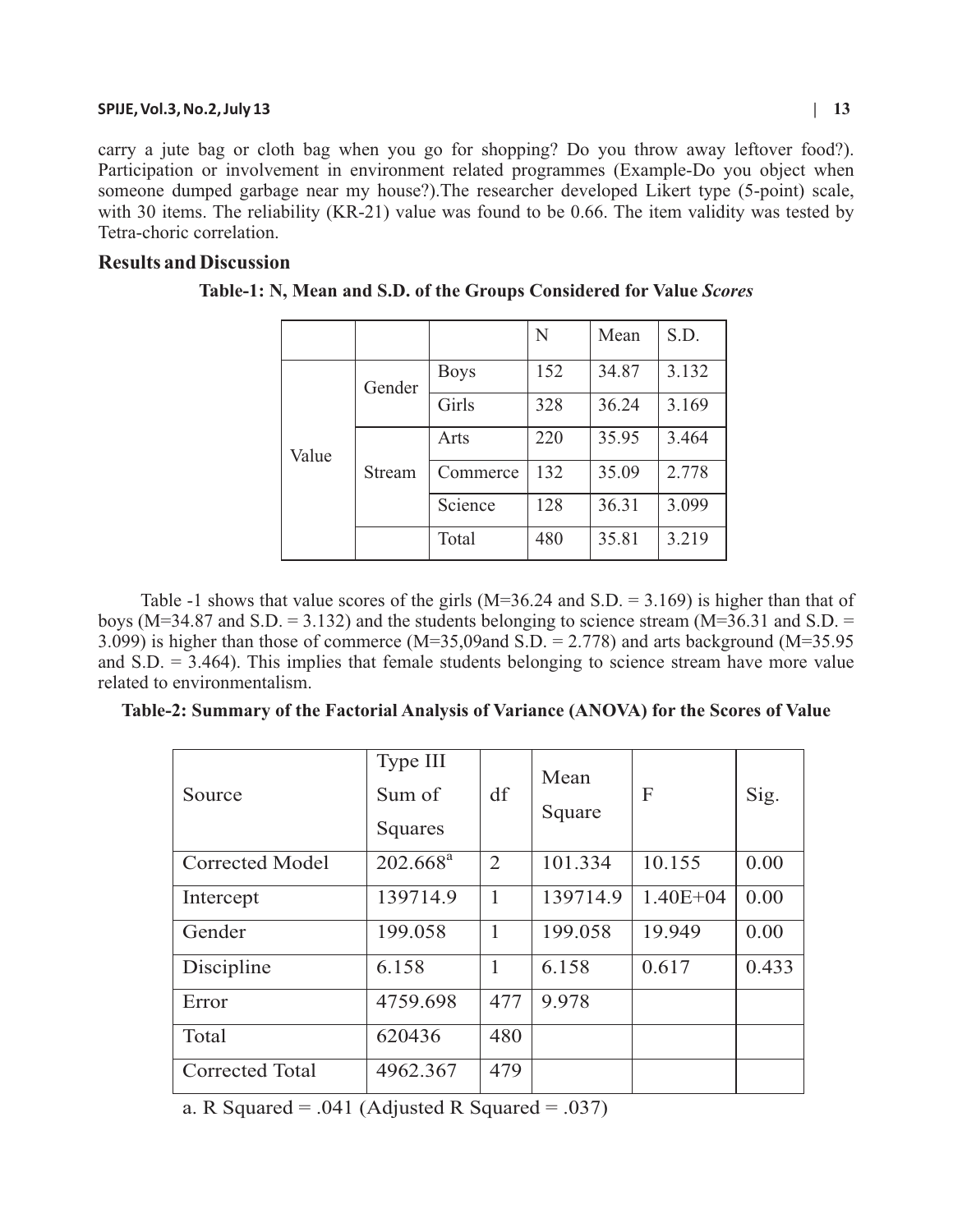carry a jute bag or cloth bag when you go for shopping? Do you throw away leftover food?). Participation or involvement in environment related programmes (Example-Do you object when someone dumped garbage near my house?).The researcher developed Likert type (5-point) scale, with 30 items. The reliability (KR-21) value was found to be 0.66. The item validity was tested by Tetra-choric correlation.

## Results and Discussion

**Table-1: N, Mean and S.D. of the Groups Considered for Value *Scores***

| | | | N | Mean | S.D. |
|---|---|---|---|---|---|
| Value | Gender | Boys | 152 | 34.87 | 3.132 |
| | | Girls | 328 | 36.24 | 3.169 |
| | Stream | Arts | 220 | 35.95 | 3.464 |
| | | Commerce | 132 | 35.09 | 2.778 |
| | | Science | 128 | 36.31 | 3.099 |
| | | Total | 480 | 35.81 | 3.219 |

Table -1 shows that value scores of the girls (M=36.24 and S.D. = 3.169) is higher than that of boys (M=34.87 and S.D. = 3.132) and the students belonging to science stream (M=36.31 and S.D. = 3.099) is higher than those of commerce (M=35,09and S.D. = 2.778) and arts background (M=35.95 and S.D. = 3.464). This implies that female students belonging to science stream have more value related to environmentalism.

**Table-2: Summary of the Factorial Analysis of Variance (ANOVA) for the Scores of Value**

| Source | Type III Sum of Squares | df | Mean Square | F | Sig. |
|---|---|---|---|---|---|
| Corrected Model | 202.668[a] | 2 | 101.334 | 10.155 | 0.00 |
| Intercept | 139714.9 | 1 | 139714.9 | 1.40E+04 | 0.00 |
| Gender | 199.058 | 1 | 199.058 | 19.949 | 0.00 |
| Discipline | 6.158 | 1 | 6.158 | 0.617 | 0.433 |
| Error | 4759.698 | 477 | 9.978 | | |
| Total | 620436 | 480 | | | |
| Corrected Total | 4962.367 | 479 | | | |

a. R Squared = .041 (Adjusted R Squared = .037)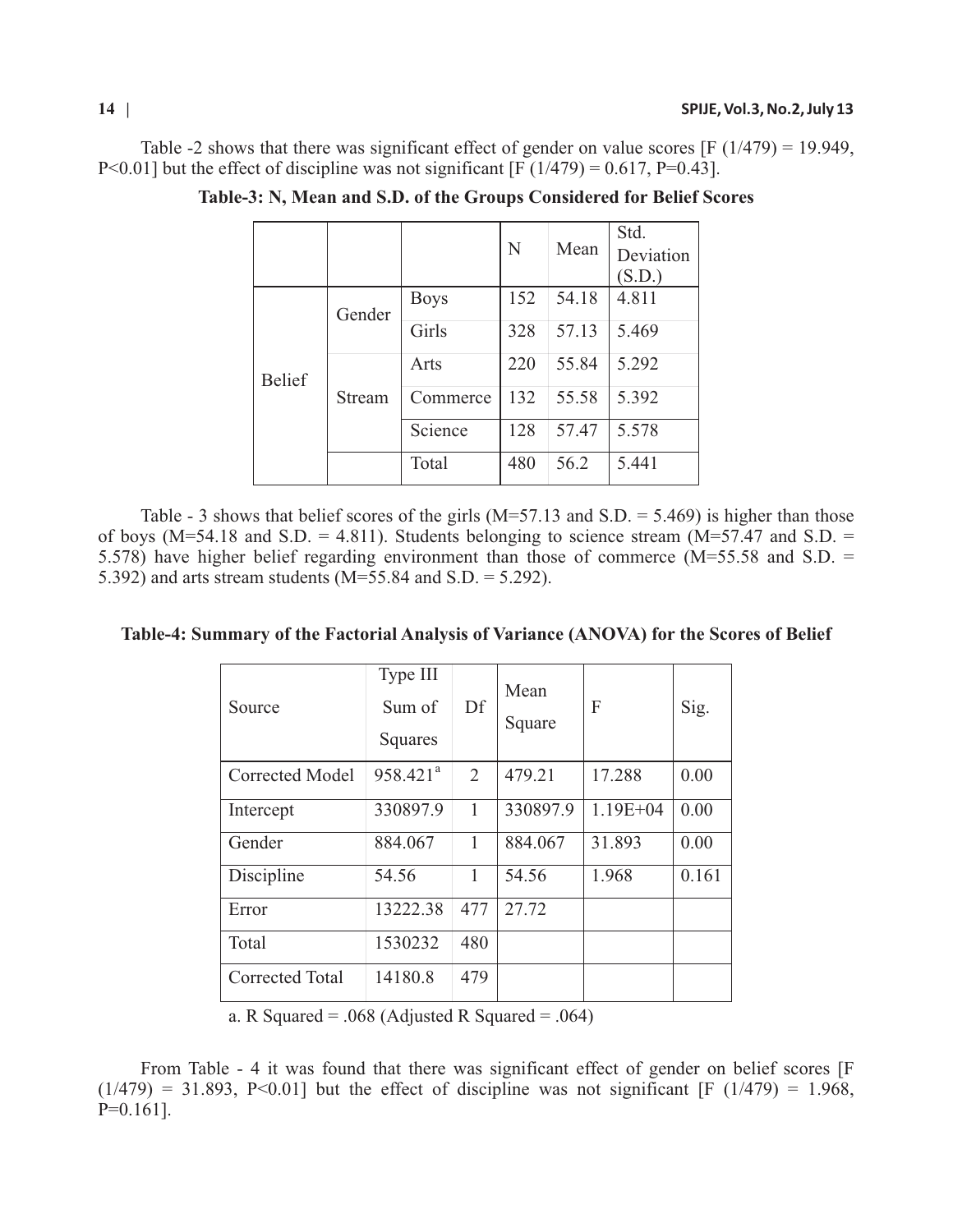Table -2 shows that there was significant effect of gender on value scores [$F(1/479) = 19.949$, $P<0.01$] but the effect of discipline was not significant [$F(1/479) = 0.617$, $P=0.43$].

**Table-3: N, Mean and S.D. of the Groups Considered for Belief Scores**

| | | | N | Mean | Std. Deviation (S.D.) |
|---|---|---|---|---|---|
| Belief | Gender | Boys | 152 | 54.18 | 4.811 |
| | | Girls | 328 | 57.13 | 5.469 |
| | Stream | Arts | 220 | 55.84 | 5.292 |
| | | Commerce | 132 | 55.58 | 5.392 |
| | | Science | 128 | 57.47 | 5.578 |
| | | Total | 480 | 56.2 | 5.441 |

Table - 3 shows that belief scores of the girls (M=57.13 and S.D. = 5.469) is higher than those of boys (M=54.18 and S.D. = 4.811). Students belonging to science stream (M=57.47 and S.D. = 5.578) have higher belief regarding environment than those of commerce (M=55.58 and S.D. = 5.392) and arts stream students (M=55.84 and S.D. = 5.292).

**Table-4: Summary of the Factorial Analysis of Variance (ANOVA) for the Scores of Belief**

| Source | Type III Sum of Squares | Df | Mean Square | F | Sig. |
|---|---|---|---|---|---|
| Corrected Model | 958.421[a] | 2 | 479.21 | 17.288 | 0.00 |
| Intercept | 330897.9 | 1 | 330897.9 | 1.19E+04 | 0.00 |
| Gender | 884.067 | 1 | 884.067 | 31.893 | 0.00 |
| Discipline | 54.56 | 1 | 54.56 | 1.968 | 0.161 |
| Error | 13222.38 | 477 | 27.72 | | |
| Total | 1530232 | 480 | | | |
| Corrected Total | 14180.8 | 479 | | | |

a. R Squared = .068 (Adjusted R Squared = .064)

From Table - 4 it was found that there was significant effect of gender on belief scores [$F(1/479) = 31.893$, $P<0.01$] but the effect of discipline was not significant [$F(1/479) = 1.968$, $P=0.161$].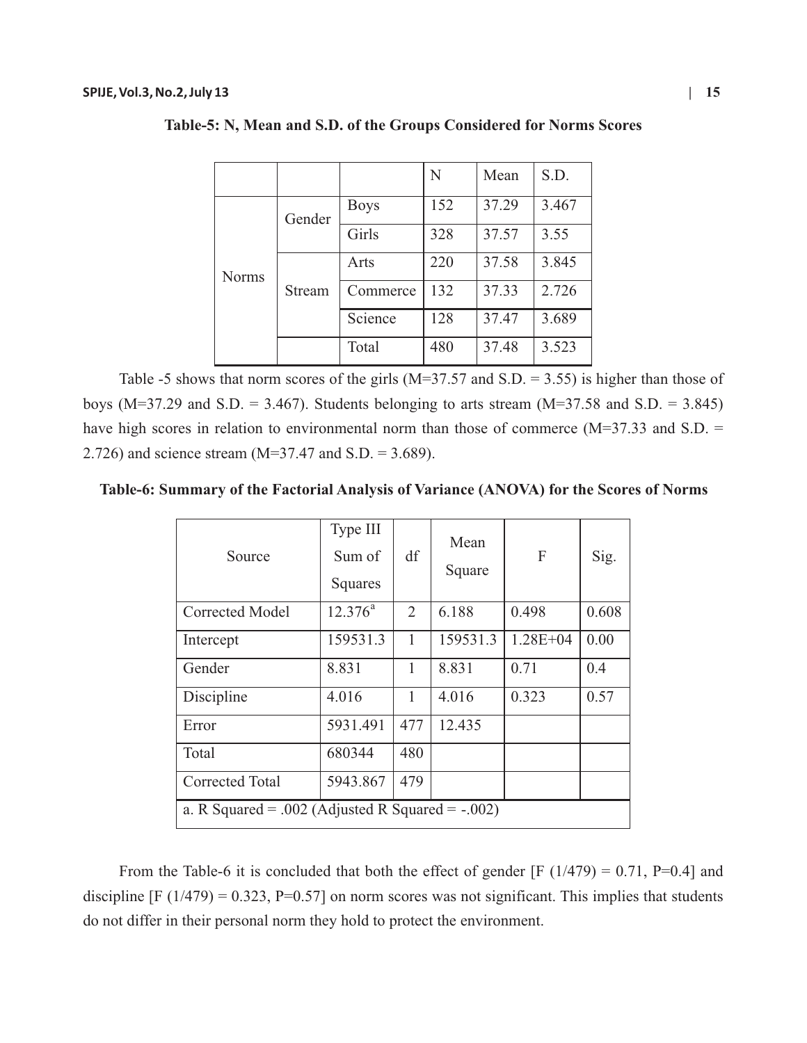**Table-5: N, Mean and S.D. of the Groups Considered for Norms Scores**

| | | | N | Mean | S.D. |
|---|---|---|---|---|---|
| Norms | Gender | Boys | 152 | 37.29 | 3.467 |
| | | Girls | 328 | 37.57 | 3.55 |
| | Stream | Arts | 220 | 37.58 | 3.845 |
| | | Commerce | 132 | 37.33 | 2.726 |
| | | Science | 128 | 37.47 | 3.689 |
| | | Total | 480 | 37.48 | 3.523 |

Table -5 shows that norm scores of the girls (M=37.57 and S.D. = 3.55) is higher than those of boys (M=37.29 and S.D. = 3.467). Students belonging to arts stream (M=37.58 and S.D. = 3.845) have high scores in relation to environmental norm than those of commerce (M=37.33 and S.D. = 2.726) and science stream (M=37.47 and S.D. = 3.689).

**Table-6: Summary of the Factorial Analysis of Variance (ANOVA) for the Scores of Norms**

| Source | Type III Sum of Squares | df | Mean Square | F | Sig. |
|---|---|---|---|---|---|
| Corrected Model | 12.376[a] | 2 | 6.188 | 0.498 | 0.608 |
| Intercept | 159531.3 | 1 | 159531.3 | 1.28E+04 | 0.00 |
| Gender | 8.831 | 1 | 8.831 | 0.71 | 0.4 |
| Discipline | 4.016 | 1 | 4.016 | 0.323 | 0.57 |
| Error | 5931.491 | 477 | 12.435 | | |
| Total | 680344 | 480 | | | |
| Corrected Total | 5943.867 | 479 | | | |
| a. R Squared = .002 (Adjusted R Squared = -.002) | | | | | |

From the Table-6 it is concluded that both the effect of gender [F (1/479) = 0.71, P=0.4] and discipline [F (1/479) = 0.323, P=0.57] on norm scores was not significant. This implies that students do not differ in their personal norm they hold to protect the environment.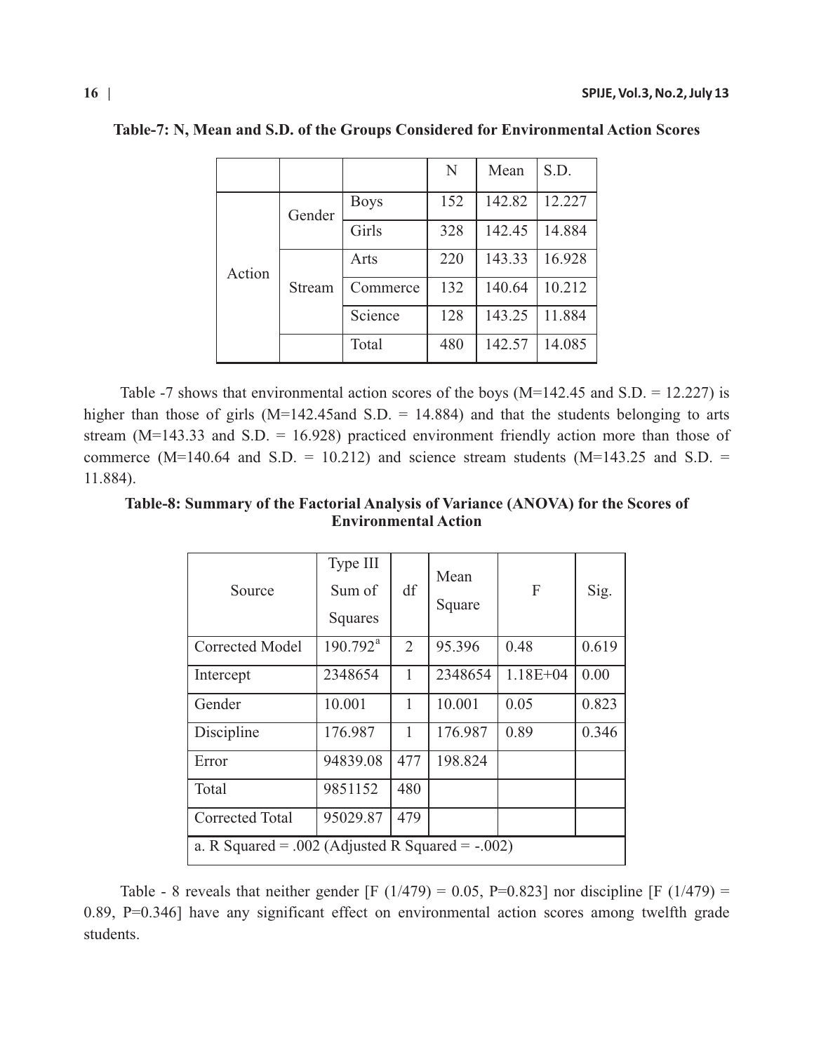**Table-7: N, Mean and S.D. of the Groups Considered for Environmental Action Scores**

| | | | N | Mean | S.D. |
|---|---|---|---|---|---|
| Action | Gender | Boys | 152 | 142.82 | 12.227 |
| | | Girls | 328 | 142.45 | 14.884 |
| | Stream | Arts | 220 | 143.33 | 16.928 |
| | | Commerce | 132 | 140.64 | 10.212 |
| | | Science | 128 | 143.25 | 11.884 |
| | | Total | 480 | 142.57 | 14.085 |

Table -7 shows that environmental action scores of the boys (M=142.45 and S.D. = 12.227) is higher than those of girls (M=142.45and S.D. = 14.884) and that the students belonging to arts stream (M=143.33 and S.D. = 16.928) practiced environment friendly action more than those of commerce (M=140.64 and S.D. = 10.212) and science stream students (M=143.25 and S.D. = 11.884).

**Table-8: Summary of the Factorial Analysis of Variance (ANOVA) for the Scores of Environmental Action**

| Source | Type III Sum of Squares | df | Mean Square | F | Sig. |
|---|---|---|---|---|---|
| Corrected Model | 190.792[a] | 2 | 95.396 | 0.48 | 0.619 |
| Intercept | 2348654 | 1 | 2348654 | 1.18E+04 | 0.00 |
| Gender | 10.001 | 1 | 10.001 | 0.05 | 0.823 |
| Discipline | 176.987 | 1 | 176.987 | 0.89 | 0.346 |
| Error | 94839.08 | 477 | 198.824 | | |
| Total | 9851152 | 480 | | | |
| Corrected Total | 95029.87 | 479 | | | |
| a. R Squared = .002 (Adjusted R Squared = -.002) | | | | | |

Table - 8 reveals that neither gender [F (1/479) = 0.05, P=0.823] nor discipline [F (1/479) = 0.89, P=0.346] have any significant effect on environmental action scores among twelfth grade students.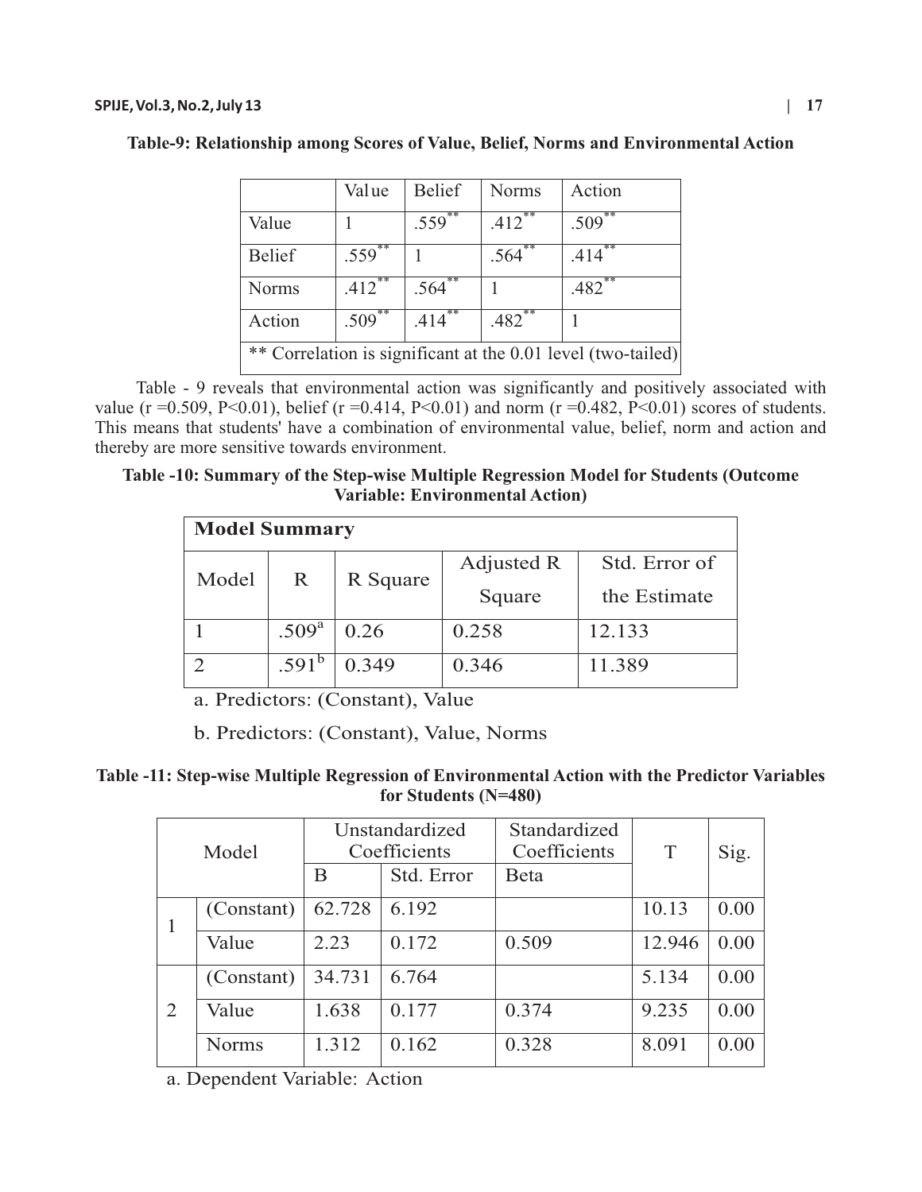**Table-9: Relationship among Scores of Value, Belief, Norms and Environmental Action**

| | Value | Belief | Norms | Action |
|---|---|---|---|---|
| Value | 1 | .559** | .412** | .509** |
| Belief | .559** | 1 | .564** | .414** |
| Norms | .412** | .564** | 1 | .482** |
| Action | .509** | .414** | .482** | 1 |
| ** Correlation is significant at the 0.01 level (two-tailed) | | | | |

Table - 9 reveals that environmental action was significantly and positively associated with value ($r = 0.509$, $P<0.01$), belief ($r = 0.414$, $P<0.01$) and norm ($r = 0.482$, $P<0.01$) scores of students. This means that students' have a combination of environmental value, belief, norm and action and thereby are more sensitive towards environment.

**Table -10: Summary of the Step-wise Multiple Regression Model for Students (Outcome Variable: Environmental Action)**

| **Model Summary** | | | | |
|---|---|---|---|---|
| Model | R | R Square | Adjusted R Square | Std. Error of the Estimate |
| 1 | .509[a] | 0.26 | 0.258 | 12.133 |
| 2 | .591[b] | 0.349 | 0.346 | 11.389 |

a. Predictors: (Constant), Value

b. Predictors: (Constant), Value, Norms

**Table -11: Step-wise Multiple Regression of Environmental Action with the Predictor Variables for Students (N=480)**

| Model | | Unstandardized Coefficients | | Standardized Coefficients | T | Sig. |
|---|---|---|---|---|---|---|
| | | B | Std. Error | Beta | | |
| 1 | (Constant) | 62.728 | 6.192 | | 10.13 | 0.00 |
| | Value | 2.23 | 0.172 | 0.509 | 12.946 | 0.00 |
| 2 | (Constant) | 34.731 | 6.764 | | 5.134 | 0.00 |
| | Value | 1.638 | 0.177 | 0.374 | 9.235 | 0.00 |
| | Norms | 1.312 | 0.162 | 0.328 | 8.091 | 0.00 |

a. Dependent Variable: Action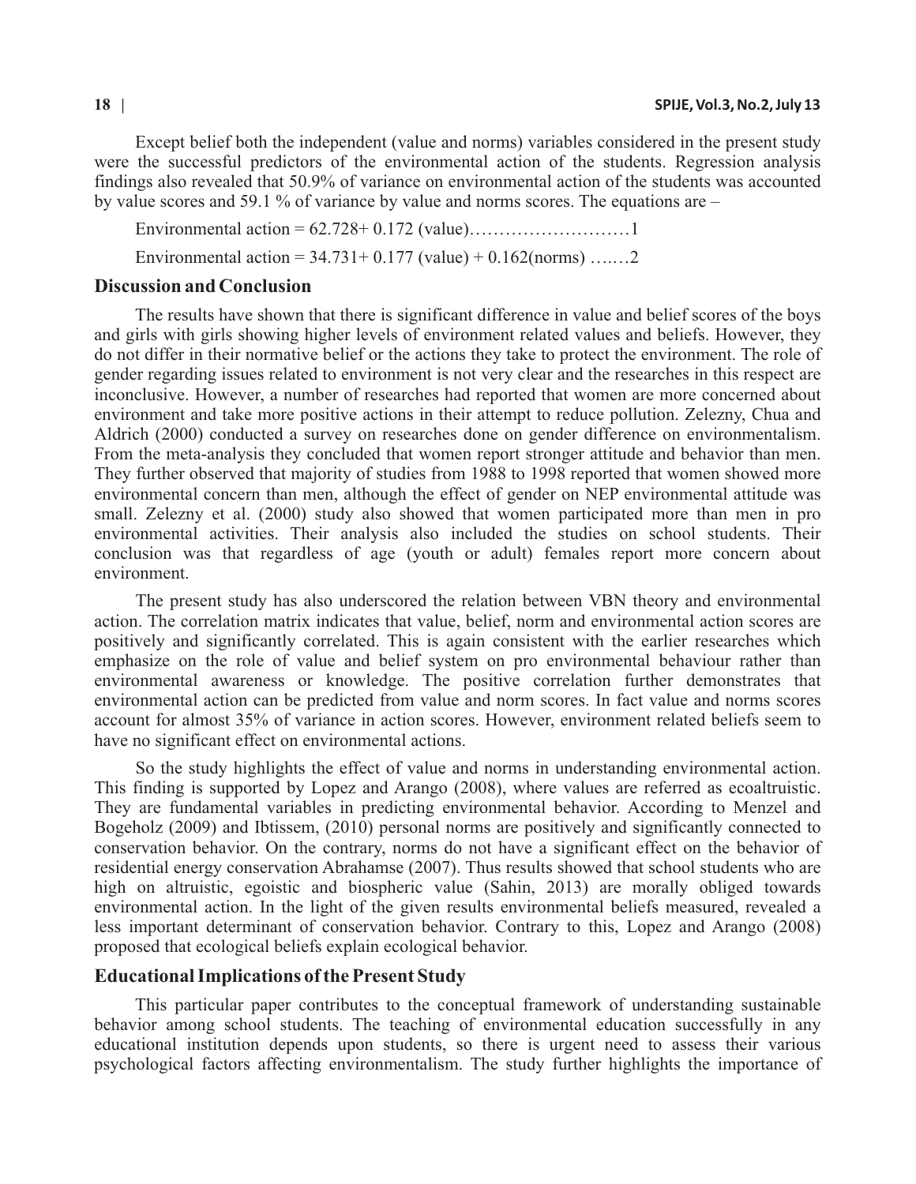Except belief both the independent (value and norms) variables considered in the present study were the successful predictors of the environmental action of the students. Regression analysis findings also revealed that 50.9% of variance on environmental action of the students was accounted by value scores and 59.1 % of variance by value and norms scores. The equations are –

Environmental action = 62.728+ 0.172 (value)………………………1

Environmental action = 34.731+ 0.177 (value) + 0.162(norms) ….…2

## Discussion and Conclusion

The results have shown that there is significant difference in value and belief scores of the boys and girls with girls showing higher levels of environment related values and beliefs. However, they do not differ in their normative belief or the actions they take to protect the environment. The role of gender regarding issues related to environment is not very clear and the researches in this respect are inconclusive. However, a number of researches had reported that women are more concerned about environment and take more positive actions in their attempt to reduce pollution. Zelezny, Chua and Aldrich (2000) conducted a survey on researches done on gender difference on environmentalism. From the meta-analysis they concluded that women report stronger attitude and behavior than men. They further observed that majority of studies from 1988 to 1998 reported that women showed more environmental concern than men, although the effect of gender on NEP environmental attitude was small. Zelezny et al. (2000) study also showed that women participated more than men in pro environmental activities. Their analysis also included the studies on school students. Their conclusion was that regardless of age (youth or adult) females report more concern about environment.

The present study has also underscored the relation between VBN theory and environmental action. The correlation matrix indicates that value, belief, norm and environmental action scores are positively and significantly correlated. This is again consistent with the earlier researches which emphasize on the role of value and belief system on pro environmental behaviour rather than environmental awareness or knowledge. The positive correlation further demonstrates that environmental action can be predicted from value and norm scores. In fact value and norms scores account for almost 35% of variance in action scores. However, environment related beliefs seem to have no significant effect on environmental actions.

So the study highlights the effect of value and norms in understanding environmental action. This finding is supported by Lopez and Arango (2008), where values are referred as ecoaltruistic. They are fundamental variables in predicting environmental behavior. According to Menzel and Bogeholz (2009) and Ibtissem, (2010) personal norms are positively and significantly connected to conservation behavior. On the contrary, norms do not have a significant effect on the behavior of residential energy conservation Abrahamse (2007). Thus results showed that school students who are high on altruistic, egoistic and biospheric value (Sahin, 2013) are morally obliged towards environmental action. In the light of the given results environmental beliefs measured, revealed a less important determinant of conservation behavior. Contrary to this, Lopez and Arango (2008) proposed that ecological beliefs explain ecological behavior.

## Educational Implications of the Present Study

This particular paper contributes to the conceptual framework of understanding sustainable behavior among school students. The teaching of environmental education successfully in any educational institution depends upon students, so there is urgent need to assess their various psychological factors affecting environmentalism. The study further highlights the importance of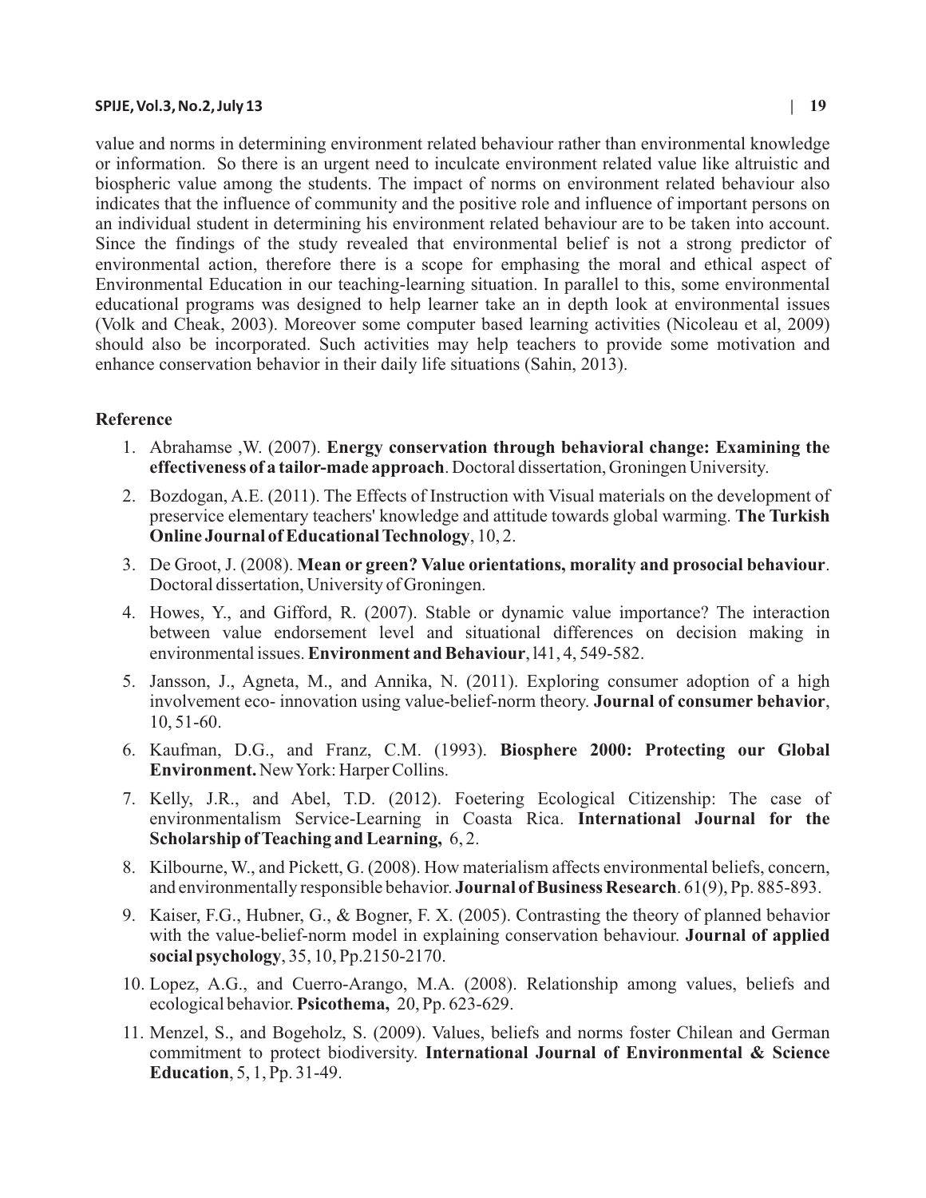value and norms in determining environment related behaviour rather than environmental knowledge or information. So there is an urgent need to inculcate environment related value like altruistic and biospheric value among the students. The impact of norms on environment related behaviour also indicates that the influence of community and the positive role and influence of important persons on an individual student in determining his environment related behaviour are to be taken into account. Since the findings of the study revealed that environmental belief is not a strong predictor of environmental action, therefore there is a scope for emphasing the moral and ethical aspect of Environmental Education in our teaching-learning situation. In parallel to this, some environmental educational programs was designed to help learner take an in depth look at environmental issues (Volk and Cheak, 2003). Moreover some computer based learning activities (Nicoleau et al, 2009) should also be incorporated. Such activities may help teachers to provide some motivation and enhance conservation behavior in their daily life situations (Sahin, 2013).

## Reference

1. Abrahamse ,W. (2007). **Energy conservation through behavioral change: Examining the effectiveness of a tailor-made approach**. Doctoral dissertation, Groningen University.
2. Bozdogan, A.E. (2011). The Effects of Instruction with Visual materials on the development of preservice elementary teachers' knowledge and attitude towards global warming. **The Turkish Online Journal of Educational Technology**, 10, 2.
3. De Groot, J. (2008). **Mean or green? Value orientations, morality and prosocial behaviour**. Doctoral dissertation, University of Groningen.
4. Howes, Y., and Gifford, R. (2007). Stable or dynamic value importance? The interaction between value endorsement level and situational differences on decision making in environmental issues. **Environment and Behaviour**, l41, 4, 549-582.
5. Jansson, J., Agneta, M., and Annika, N. (2011). Exploring consumer adoption of a high involvement eco- innovation using value-belief-norm theory. **Journal of consumer behavior**, 10, 51-60.
6. Kaufman, D.G., and Franz, C.M. (1993). **Biosphere 2000: Protecting our Global Environment.** New York: Harper Collins.
7. Kelly, J.R., and Abel, T.D. (2012). Foetering Ecological Citizenship: The case of environmentalism Service-Learning in Coasta Rica. **International Journal for the Scholarship of Teaching and Learning,** 6, 2.
8. Kilbourne, W., and Pickett, G. (2008). How materialism affects environmental beliefs, concern, and environmentally responsible behavior. **Journal of Business Research**. 61(9), Pp. 885-893.
9. Kaiser, F.G., Hubner, G., & Bogner, F. X. (2005). Contrasting the theory of planned behavior with the value-belief-norm model in explaining conservation behaviour. **Journal of applied social psychology**, 35, 10, Pp.2150-2170.
10. Lopez, A.G., and Cuerro-Arango, M.A. (2008). Relationship among values, beliefs and ecological behavior. **Psicothema,** 20, Pp. 623-629.
11. Menzel, S., and Bogeholz, S. (2009). Values, beliefs and norms foster Chilean and German commitment to protect biodiversity. **International Journal of Environmental & Science Education**, 5, 1, Pp. 31-49.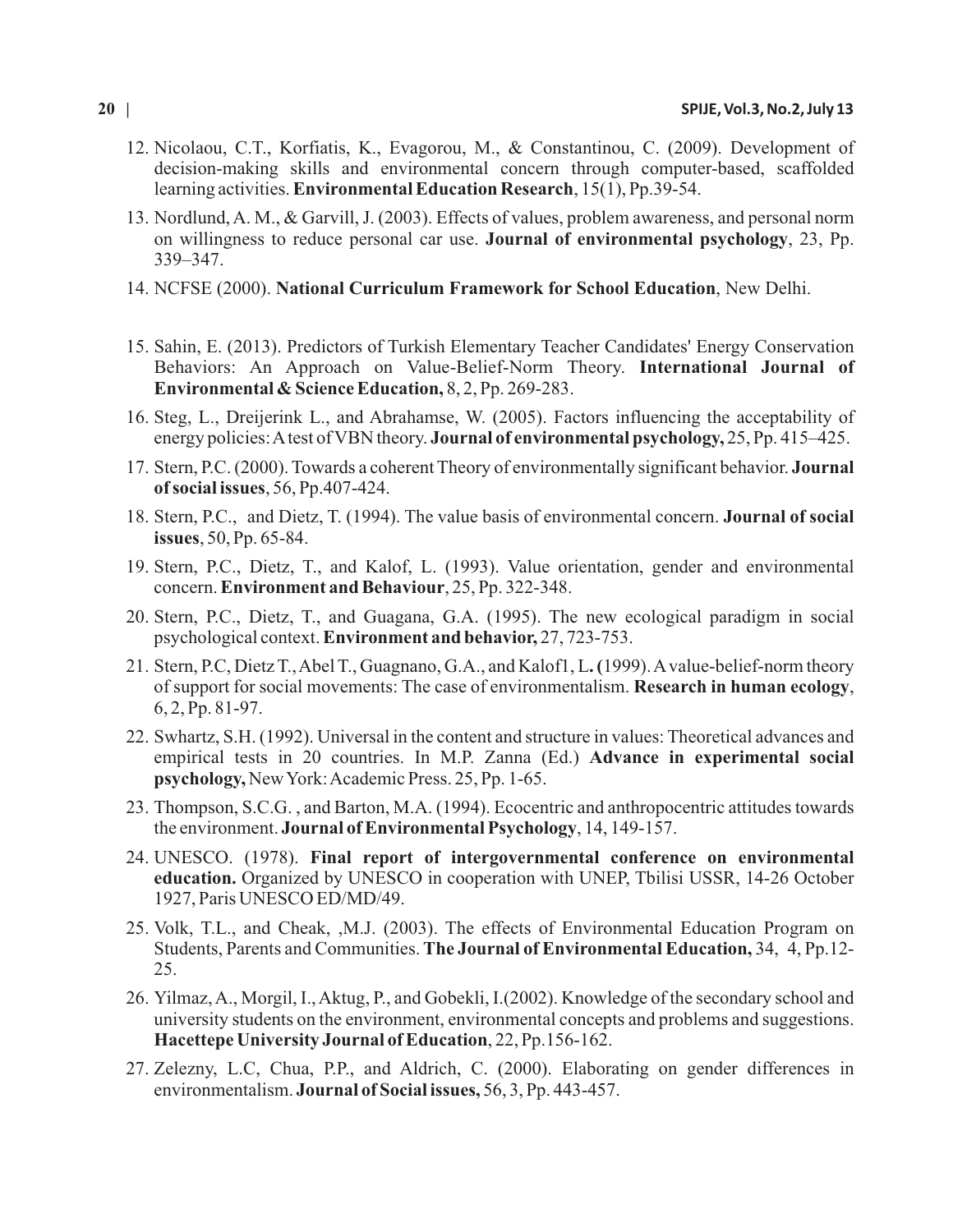12. Nicolaou, C.T., Korfiatis, K., Evagorou, M., & Constantinou, C. (2009). Development of decision-making skills and environmental concern through computer-based, scaffolded learning activities. **Environmental Education Research**, 15(1), Pp.39-54.

13. Nordlund, A. M., & Garvill, J. (2003). Effects of values, problem awareness, and personal norm on willingness to reduce personal car use. **Journal of environmental psychology**, 23, Pp. 339–347.

14. NCFSE (2000). **National Curriculum Framework for School Education**, New Delhi.

15. Sahin, E. (2013). Predictors of Turkish Elementary Teacher Candidates' Energy Conservation Behaviors: An Approach on Value-Belief-Norm Theory. **International Journal of Environmental & Science Education,** 8, 2, Pp. 269-283.

16. Steg, L., Dreijerink L., and Abrahamse, W. (2005). Factors influencing the acceptability of energy policies: A test of VBN theory. **Journal of environmental psychology,** 25, Pp. 415–425.

17. Stern, P.C. (2000). Towards a coherent Theory of environmentally significant behavior. **Journal of social issues**, 56, Pp.407-424.

18. Stern, P.C., and Dietz, T. (1994). The value basis of environmental concern. **Journal of social issues**, 50, Pp. 65-84.

19. Stern, P.C., Dietz, T., and Kalof, L. (1993). Value orientation, gender and environmental concern. **Environment and Behaviour**, 25, Pp. 322-348.

20. Stern, P.C., Dietz, T., and Guagana, G.A. (1995). The new ecological paradigm in social psychological context. **Environment and behavior,** 27, 723-753.

21. Stern, P.C, Dietz T., Abel T., Guagnano, G.A., and Kalof1, L**. (**1999). A value-belief-norm theory of support for social movements: The case of environmentalism. **Research in human ecology**, 6, 2, Pp. 81-97.

22. Swhartz, S.H. (1992). Universal in the content and structure in values: Theoretical advances and empirical tests in 20 countries. In M.P. Zanna (Ed.) **Advance in experimental social psychology,** New York: Academic Press. 25, Pp. 1-65.

23. Thompson, S.C.G. , and Barton, M.A. (1994). Ecocentric and anthropocentric attitudes towards the environment. **Journal of Environmental Psychology**, 14, 149-157.

24. UNESCO. (1978). **Final report of intergovernmental conference on environmental education.** Organized by UNESCO in cooperation with UNEP, Tbilisi USSR, 14-26 October 1927, Paris UNESCO ED/MD/49.

25. Volk, T.L., and Cheak, ,M.J. (2003). The effects of Environmental Education Program on Students, Parents and Communities. **The Journal of Environmental Education,** 34, 4, Pp.12-25.

26. Yilmaz, A., Morgil, I., Aktug, P., and Gobekli, I.(2002). Knowledge of the secondary school and university students on the environment, environmental concepts and problems and suggestions. **Hacettepe University Journal of Education**, 22, Pp.156-162.

27. Zelezny, L.C, Chua, P.P., and Aldrich, C. (2000). Elaborating on gender differences in environmentalism. **Journal of Social issues,** 56, 3, Pp. 443-457.